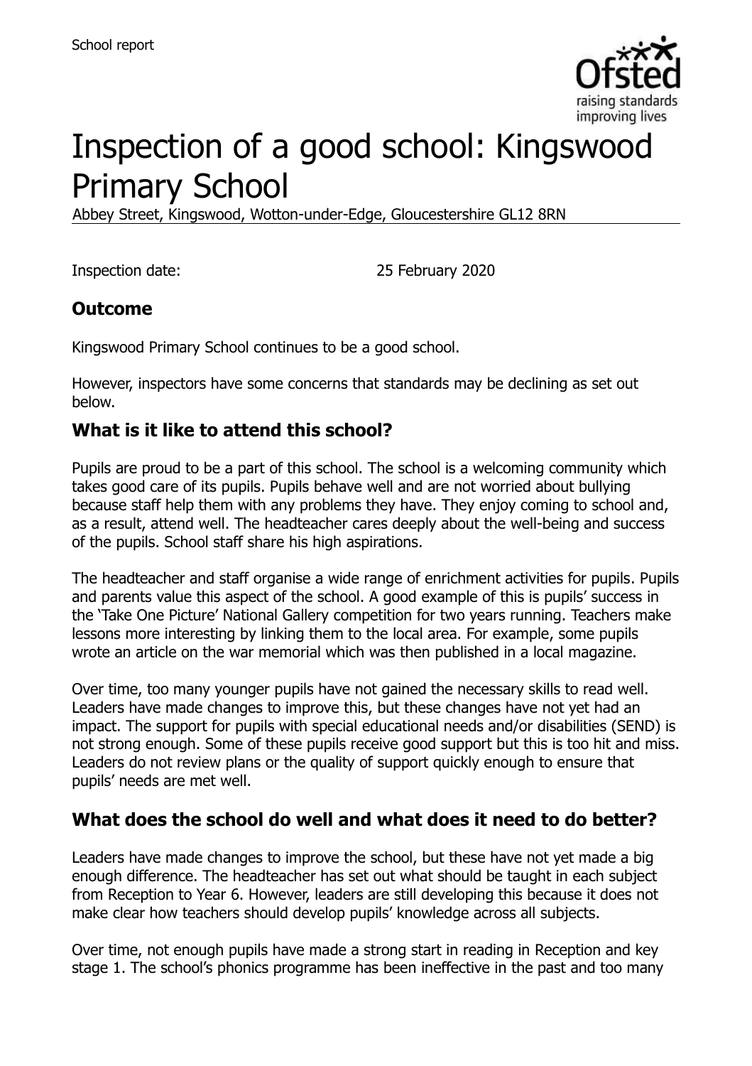School report

# Inspection of a good school: Kingswood Primary School

Abbey Street, Kingswood, Wotton-under-Edge, Gloucestershire GL12 8RN

Inspection date: 25 February 2020

## Outcome

Kingswood Primary School continues to be a good school.

However, inspectors have some concerns that standards may be declining as set out below.

## What is it like to attend this school?

Pupils are proud to be a part of this school. The school is a welcoming community which takes good care of its pupils. Pupils behave well and are not worried about bullying because staff help them with any problems they have. They enjoy coming to school and, as a result, attend well. The headteacher cares deeply about the well-being and success of the pupils. School staff share his high aspirations.

The headteacher and staff organise a wide range of enrichment activities for pupils. Pupils and parents value this aspect of the school. A good example of this is pupils' success in the 'Take One Picture' National Gallery competition for two years running. Teachers make lessons more interesting by linking them to the local area. For example, some pupils wrote an article on the war memorial which was then published in a local magazine.

Over time, too many younger pupils have not gained the necessary skills to read well. Leaders have made changes to improve this, but these changes have not yet had an impact. The support for pupils with special educational needs and/or disabilities (SEND) is not strong enough. Some of these pupils receive good support but this is too hit and miss. Leaders do not review plans or the quality of support quickly enough to ensure that pupils' needs are met well.

## What does the school do well and what does it need to do better?

Leaders have made changes to improve the school, but these have not yet made a big enough difference. The headteacher has set out what should be taught in each subject from Reception to Year 6. However, leaders are still developing this because it does not make clear how teachers should develop pupils' knowledge across all subjects.

Over time, not enough pupils have made a strong start in reading in Reception and key stage 1. The school's phonics programme has been ineffective in the past and too many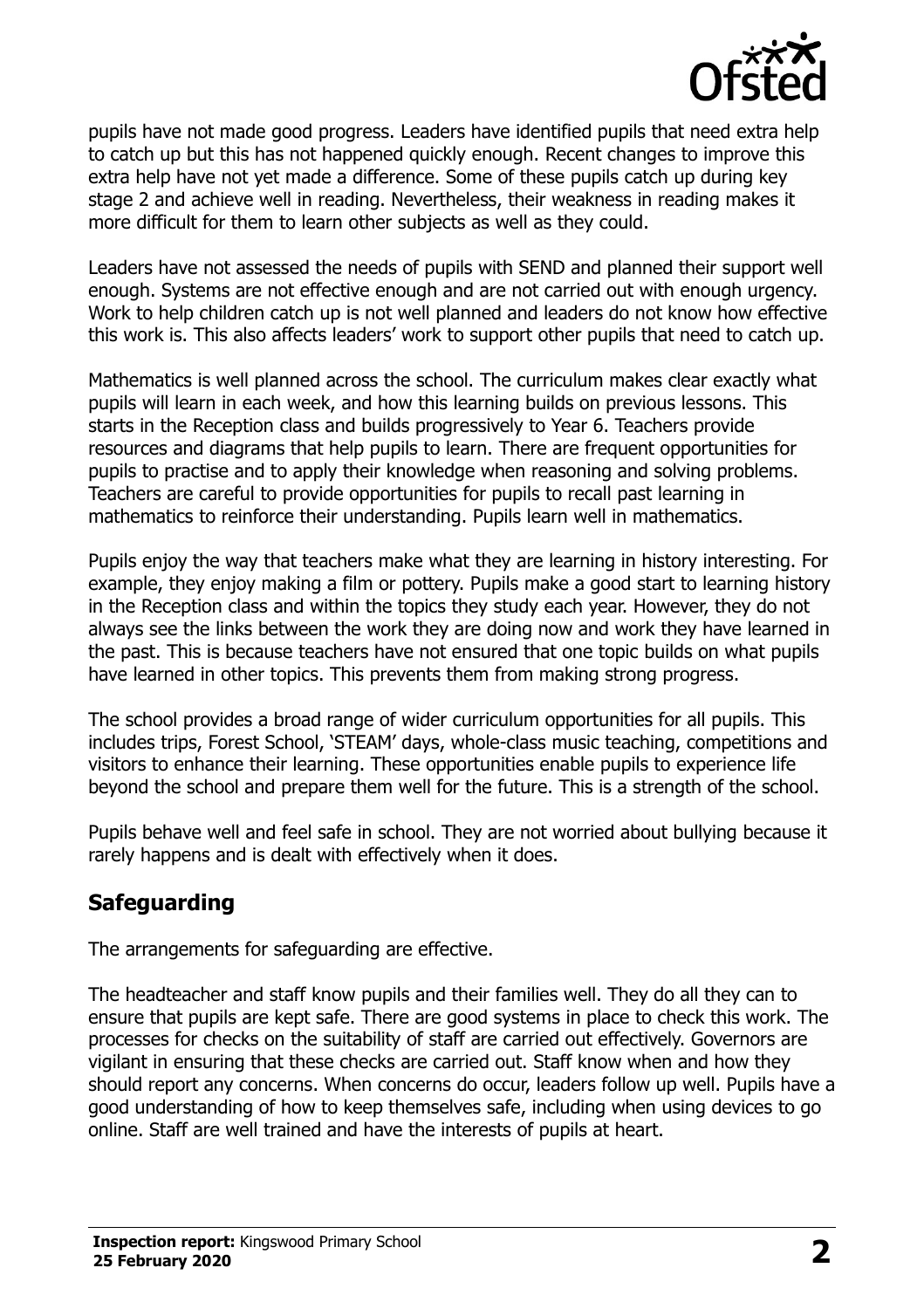pupils have not made good progress. Leaders have identified pupils that need extra help to catch up but this has not happened quickly enough. Recent changes to improve this extra help have not yet made a difference. Some of these pupils catch up during key stage 2 and achieve well in reading. Nevertheless, their weakness in reading makes it more difficult for them to learn other subjects as well as they could.

Leaders have not assessed the needs of pupils with SEND and planned their support well enough. Systems are not effective enough and are not carried out with enough urgency. Work to help children catch up is not well planned and leaders do not know how effective this work is. This also affects leaders' work to support other pupils that need to catch up.

Mathematics is well planned across the school. The curriculum makes clear exactly what pupils will learn in each week, and how this learning builds on previous lessons. This starts in the Reception class and builds progressively to Year 6. Teachers provide resources and diagrams that help pupils to learn. There are frequent opportunities for pupils to practise and to apply their knowledge when reasoning and solving problems. Teachers are careful to provide opportunities for pupils to recall past learning in mathematics to reinforce their understanding. Pupils learn well in mathematics.

Pupils enjoy the way that teachers make what they are learning in history interesting. For example, they enjoy making a film or pottery. Pupils make a good start to learning history in the Reception class and within the topics they study each year. However, they do not always see the links between the work they are doing now and work they have learned in the past. This is because teachers have not ensured that one topic builds on what pupils have learned in other topics. This prevents them from making strong progress.

The school provides a broad range of wider curriculum opportunities for all pupils. This includes trips, Forest School, 'STEAM' days, whole-class music teaching, competitions and visitors to enhance their learning. These opportunities enable pupils to experience life beyond the school and prepare them well for the future. This is a strength of the school.

Pupils behave well and feel safe in school. They are not worried about bullying because it rarely happens and is dealt with effectively when it does.

## Safeguarding

The arrangements for safeguarding are effective.

The headteacher and staff know pupils and their families well. They do all they can to ensure that pupils are kept safe. There are good systems in place to check this work. The processes for checks on the suitability of staff are carried out effectively. Governors are vigilant in ensuring that these checks are carried out. Staff know when and how they should report any concerns. When concerns do occur, leaders follow up well. Pupils have a good understanding of how to keep themselves safe, including when using devices to go online. Staff are well trained and have the interests of pupils at heart.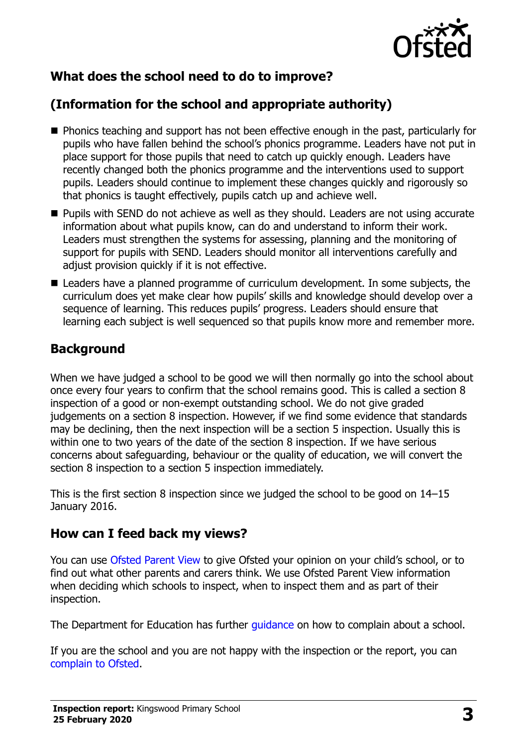## What does the school need to do to improve?

## (Information for the school and appropriate authority)

- Phonics teaching and support has not been effective enough in the past, particularly for pupils who have fallen behind the school's phonics programme. Leaders have not put in place support for those pupils that need to catch up quickly enough. Leaders have recently changed both the phonics programme and the interventions used to support pupils. Leaders should continue to implement these changes quickly and rigorously so that phonics is taught effectively, pupils catch up and achieve well.
- Pupils with SEND do not achieve as well as they should. Leaders are not using accurate information about what pupils know, can do and understand to inform their work. Leaders must strengthen the systems for assessing, planning and the monitoring of support for pupils with SEND. Leaders should monitor all interventions carefully and adjust provision quickly if it is not effective.
- Leaders have a planned programme of curriculum development. In some subjects, the curriculum does yet make clear how pupils' skills and knowledge should develop over a sequence of learning. This reduces pupils' progress. Leaders should ensure that learning each subject is well sequenced so that pupils know more and remember more.

## Background

When we have judged a school to be good we will then normally go into the school about once every four years to confirm that the school remains good. This is called a section 8 inspection of a good or non-exempt outstanding school. We do not give graded judgements on a section 8 inspection. However, if we find some evidence that standards may be declining, then the next inspection will be a section 5 inspection. Usually this is within one to two years of the date of the section 8 inspection. If we have serious concerns about safeguarding, behaviour or the quality of education, we will convert the section 8 inspection to a section 5 inspection immediately.

This is the first section 8 inspection since we judged the school to be good on 14–15 January 2016.

## How can I feed back my views?

You can use Ofsted Parent View to give Ofsted your opinion on your child's school, or to find out what other parents and carers think. We use Ofsted Parent View information when deciding which schools to inspect, when to inspect them and as part of their inspection.

The Department for Education has further guidance on how to complain about a school.

If you are the school and you are not happy with the inspection or the report, you can complain to Ofsted.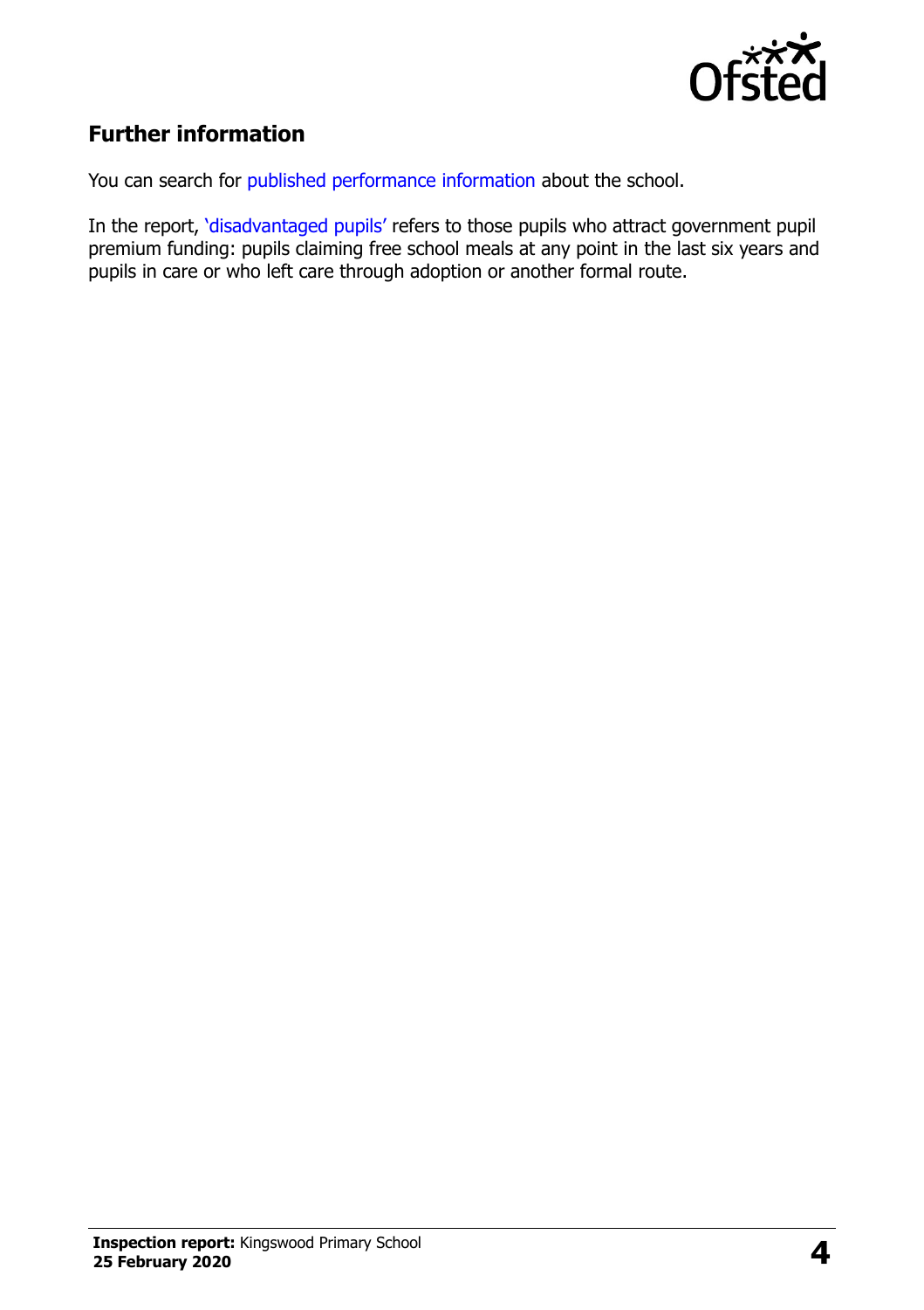## Further information

You can search for published performance information about the school.

In the report, 'disadvantaged pupils' refers to those pupils who attract government pupil premium funding: pupils claiming free school meals at any point in the last six years and pupils in care or who left care through adoption or another formal route.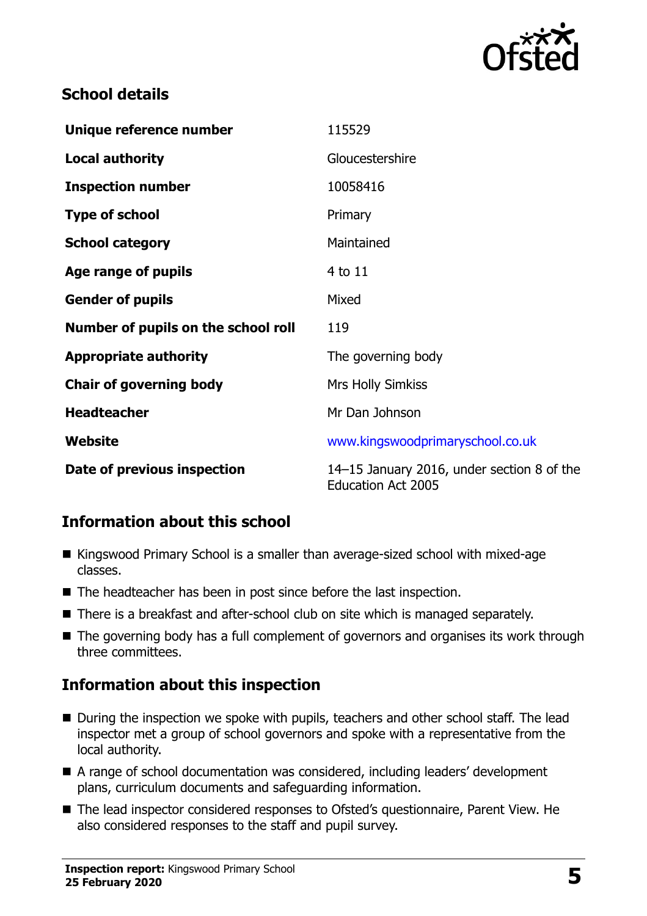## School details

| | |
|---|---|
| **Unique reference number** | 115529 |
| **Local authority** | Gloucestershire |
| **Inspection number** | 10058416 |
| **Type of school** | Primary |
| **School category** | Maintained |
| **Age range of pupils** | 4 to 11 |
| **Gender of pupils** | Mixed |
| **Number of pupils on the school roll** | 119 |
| **Appropriate authority** | The governing body |
| **Chair of governing body** | Mrs Holly Simkiss |
| **Headteacher** | Mr Dan Johnson |
| **Website** | www.kingswoodprimaryschool.co.uk |
| **Date of previous inspection** | 14–15 January 2016, under section 8 of the Education Act 2005 |

## Information about this school

- Kingswood Primary School is a smaller than average-sized school with mixed-age classes.
- The headteacher has been in post since before the last inspection.
- There is a breakfast and after-school club on site which is managed separately.
- The governing body has a full complement of governors and organises its work through three committees.

## Information about this inspection

- During the inspection we spoke with pupils, teachers and other school staff. The lead inspector met a group of school governors and spoke with a representative from the local authority.
- A range of school documentation was considered, including leaders' development plans, curriculum documents and safeguarding information.
- The lead inspector considered responses to Ofsted's questionnaire, Parent View. He also considered responses to the staff and pupil survey.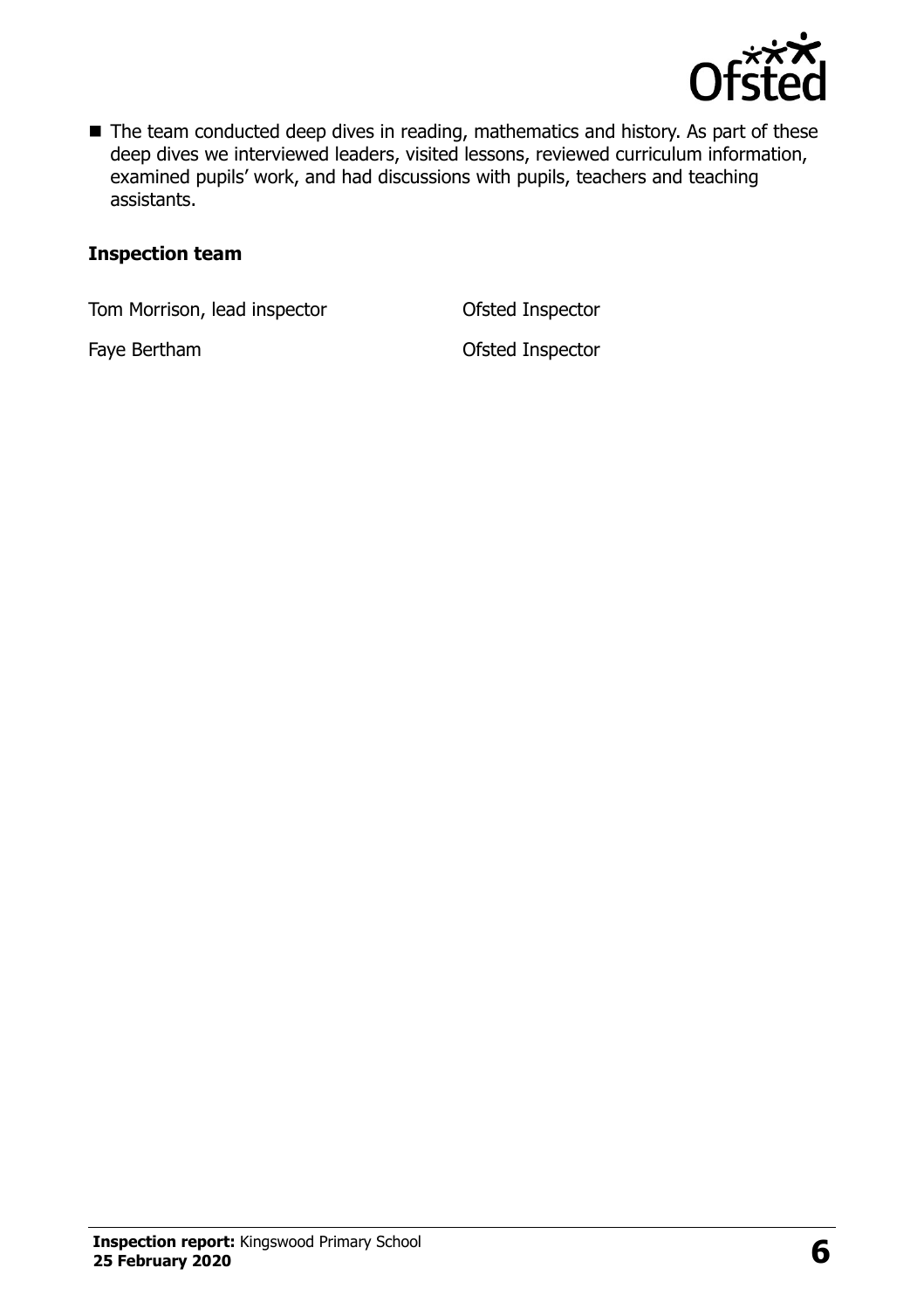- The team conducted deep dives in reading, mathematics and history. As part of these deep dives we interviewed leaders, visited lessons, reviewed curriculum information, examined pupils' work, and had discussions with pupils, teachers and teaching assistants.

### Inspection team

| | |
|---|---|
| Tom Morrison, lead inspector | Ofsted Inspector |
| Faye Bertham | Ofsted Inspector |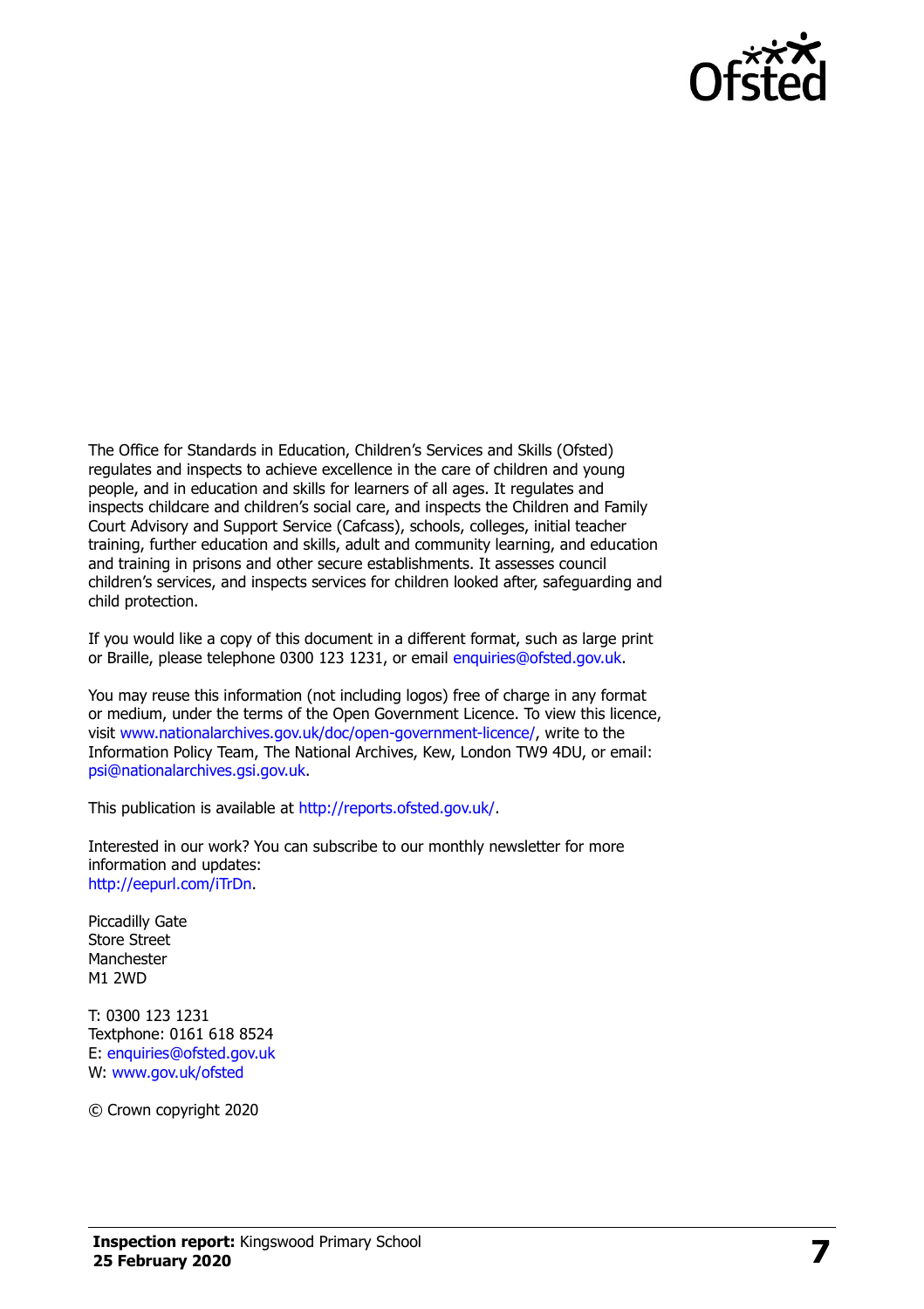The Office for Standards in Education, Children's Services and Skills (Ofsted) regulates and inspects to achieve excellence in the care of children and young people, and in education and skills for learners of all ages. It regulates and inspects childcare and children's social care, and inspects the Children and Family Court Advisory and Support Service (Cafcass), schools, colleges, initial teacher training, further education and skills, adult and community learning, and education and training in prisons and other secure establishments. It assesses council children's services, and inspects services for children looked after, safeguarding and child protection.

If you would like a copy of this document in a different format, such as large print or Braille, please telephone 0300 123 1231, or email enquiries@ofsted.gov.uk.

You may reuse this information (not including logos) free of charge in any format or medium, under the terms of the Open Government Licence. To view this licence, visit www.nationalarchives.gov.uk/doc/open-government-licence/, write to the Information Policy Team, The National Archives, Kew, London TW9 4DU, or email: psi@nationalarchives.gsi.gov.uk.

This publication is available at http://reports.ofsted.gov.uk/.

Interested in our work? You can subscribe to our monthly newsletter for more information and updates: http://eepurl.com/iTrDn.

Piccadilly Gate
Store Street
Manchester
M1 2WD

T: 0300 123 1231
Textphone: 0161 618 8524
E: enquiries@ofsted.gov.uk
W: www.gov.uk/ofsted

© Crown copyright 2020